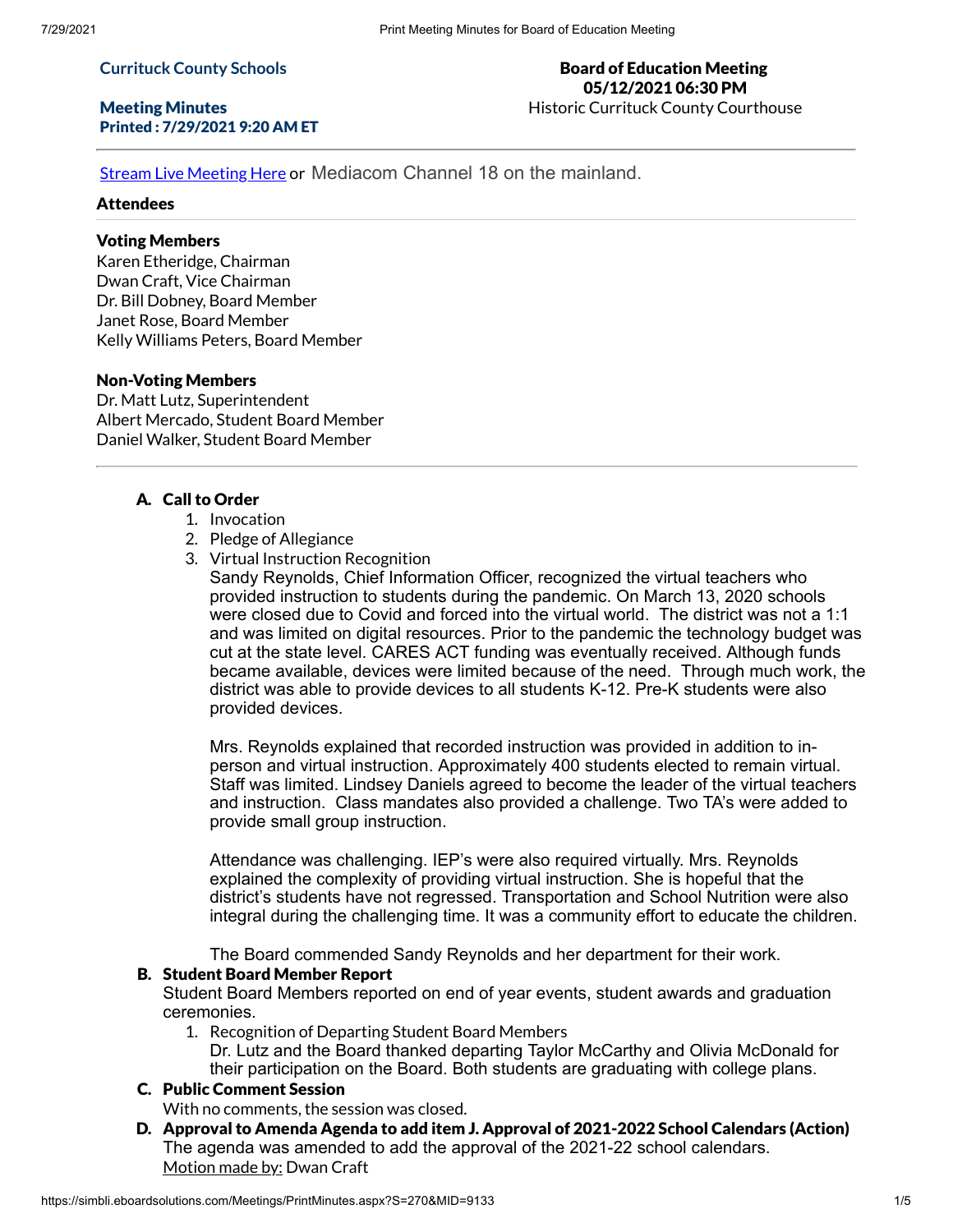**Currituck County Schools**

**Meeting Minutes**
**Printed : 7/29/2021 9:20 AM ET**

**Board of Education Meeting**
**05/12/2021 06:30 PM**
Historic Currituck County Courthouse

---

Stream Live Meeting Here or Mediacom Channel 18 on the mainland.

### Attendees

---

**Voting Members**
Karen Etheridge, Chairman
Dwan Craft, Vice Chairman
Dr. Bill Dobney, Board Member
Janet Rose, Board Member
Kelly Williams Peters, Board Member

**Non-Voting Members**
Dr. Matt Lutz, Superintendent
Albert Mercado, Student Board Member
Daniel Walker, Student Board Member

---

**A. Call to Order**

1. Invocation
2. Pledge of Allegiance
3. Virtual Instruction Recognition

   Sandy Reynolds, Chief Information Officer, recognized the virtual teachers who provided instruction to students during the pandemic. On March 13, 2020 schools were closed due to Covid and forced into the virtual world. The district was not a 1:1 and was limited on digital resources. Prior to the pandemic the technology budget was cut at the state level. CARES ACT funding was eventually received. Although funds became available, devices were limited because of the need. Through much work, the district was able to provide devices to all students K-12. Pre-K students were also provided devices.

   Mrs. Reynolds explained that recorded instruction was provided in addition to in-person and virtual instruction. Approximately 400 students elected to remain virtual. Staff was limited. Lindsey Daniels agreed to become the leader of the virtual teachers and instruction. Class mandates also provided a challenge. Two TA's were added to provide small group instruction.

   Attendance was challenging. IEP's were also required virtually. Mrs. Reynolds explained the complexity of providing virtual instruction. She is hopeful that the district's students have not regressed. Transportation and School Nutrition were also integral during the challenging time. It was a community effort to educate the children.

   The Board commended Sandy Reynolds and her department for their work.

**B. Student Board Member Report**

Student Board Members reported on end of year events, student awards and graduation ceremonies.

1. Recognition of Departing Student Board Members

   Dr. Lutz and the Board thanked departing Taylor McCarthy and Olivia McDonald for their participation on the Board. Both students are graduating with college plans.

**C. Public Comment Session**

With no comments, the session was closed.

**D. Approval to Amenda Agenda to add item J. Approval of 2021-2022 School Calendars (Action)**

The agenda was amended to add the approval of the 2021-22 school calendars.
Motion made by: Dwan Craft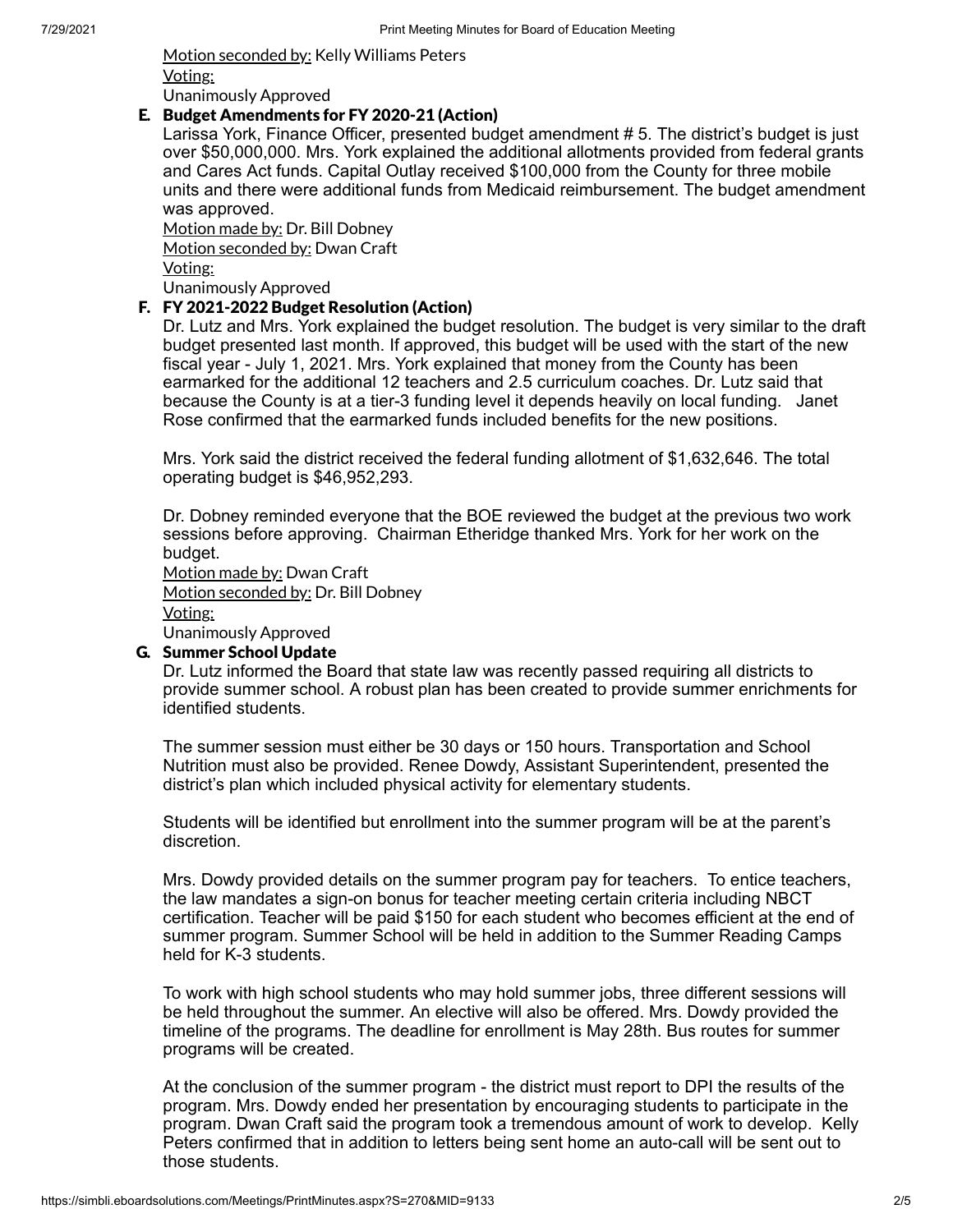Motion seconded by: Kelly Williams Peters

Voting:

Unanimously Approved

### E. Budget Amendments for FY 2020-21 (Action)

Larissa York, Finance Officer, presented budget amendment # 5. The district's budget is just over $50,000,000. Mrs. York explained the additional allotments provided from federal grants and Cares Act funds. Capital Outlay received $100,000 from the County for three mobile units and there were additional funds from Medicaid reimbursement. The budget amendment was approved.

Motion made by: Dr. Bill Dobney

Motion seconded by: Dwan Craft

Voting:

Unanimously Approved

### F. FY 2021-2022 Budget Resolution (Action)

Dr. Lutz and Mrs. York explained the budget resolution. The budget is very similar to the draft budget presented last month. If approved, this budget will be used with the start of the new fiscal year - July 1, 2021. Mrs. York explained that money from the County has been earmarked for the additional 12 teachers and 2.5 curriculum coaches. Dr. Lutz said that because the County is at a tier-3 funding level it depends heavily on local funding. Janet Rose confirmed that the earmarked funds included benefits for the new positions.

Mrs. York said the district received the federal funding allotment of $1,632,646. The total operating budget is $46,952,293.

Dr. Dobney reminded everyone that the BOE reviewed the budget at the previous two work sessions before approving. Chairman Etheridge thanked Mrs. York for her work on the budget.

Motion made by: Dwan Craft

Motion seconded by: Dr. Bill Dobney

Voting:

Unanimously Approved

### G. Summer School Update

Dr. Lutz informed the Board that state law was recently passed requiring all districts to provide summer school. A robust plan has been created to provide summer enrichments for identified students.

The summer session must either be 30 days or 150 hours. Transportation and School Nutrition must also be provided. Renee Dowdy, Assistant Superintendent, presented the district's plan which included physical activity for elementary students.

Students will be identified but enrollment into the summer program will be at the parent's discretion.

Mrs. Dowdy provided details on the summer program pay for teachers. To entice teachers, the law mandates a sign-on bonus for teacher meeting certain criteria including NBCT certification. Teacher will be paid $150 for each student who becomes efficient at the end of summer program. Summer School will be held in addition to the Summer Reading Camps held for K-3 students.

To work with high school students who may hold summer jobs, three different sessions will be held throughout the summer. An elective will also be offered. Mrs. Dowdy provided the timeline of the programs. The deadline for enrollment is May 28th. Bus routes for summer programs will be created.

At the conclusion of the summer program - the district must report to DPI the results of the program. Mrs. Dowdy ended her presentation by encouraging students to participate in the program. Dwan Craft said the program took a tremendous amount of work to develop. Kelly Peters confirmed that in addition to letters being sent home an auto-call will be sent out to those students.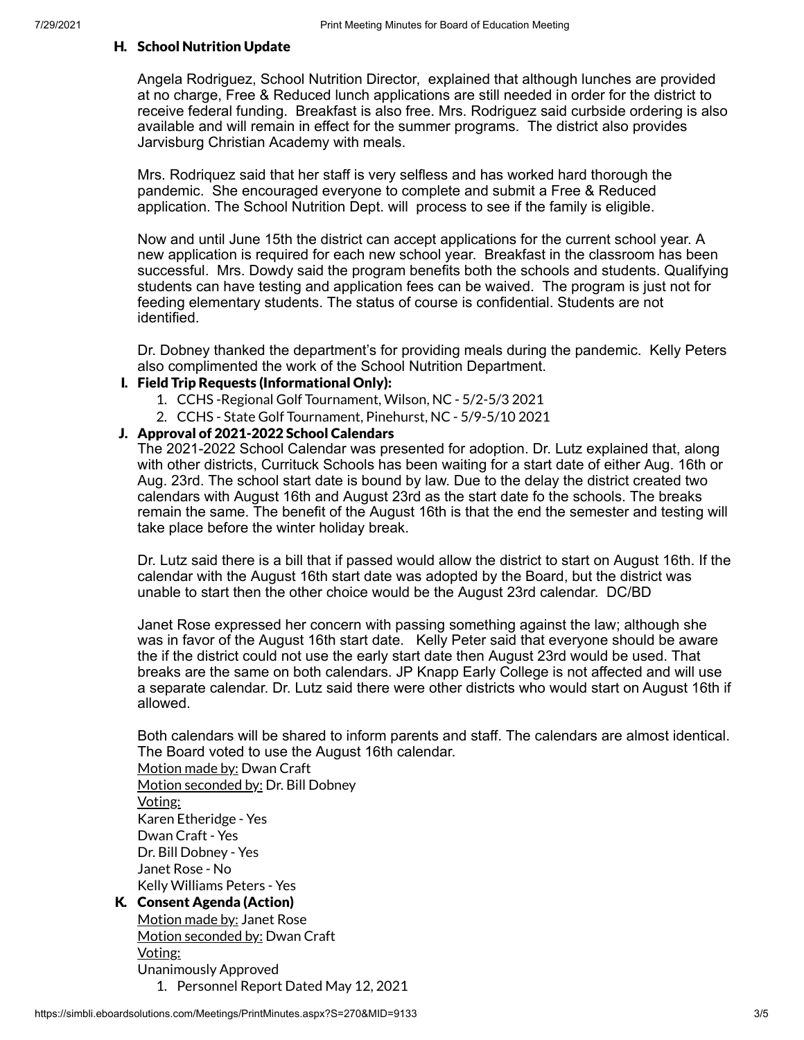### H. School Nutrition Update

Angela Rodriguez, School Nutrition Director, explained that although lunches are provided at no charge, Free & Reduced lunch applications are still needed in order for the district to receive federal funding. Breakfast is also free. Mrs. Rodriguez said curbside ordering is also available and will remain in effect for the summer programs. The district also provides Jarvisburg Christian Academy with meals.

Mrs. Rodriquez said that her staff is very selfless and has worked hard thorough the pandemic. She encouraged everyone to complete and submit a Free & Reduced application. The School Nutrition Dept. will process to see if the family is eligible.

Now and until June 15th the district can accept applications for the current school year. A new application is required for each new school year. Breakfast in the classroom has been successful. Mrs. Dowdy said the program benefits both the schools and students. Qualifying students can have testing and application fees can be waived. The program is just not for feeding elementary students. The status of course is confidential. Students are not identified.

Dr. Dobney thanked the department's for providing meals during the pandemic. Kelly Peters also complimented the work of the School Nutrition Department.

### I. Field Trip Requests (Informational Only):

1. CCHS -Regional Golf Tournament, Wilson, NC - 5/2-5/3 2021
2. CCHS - State Golf Tournament, Pinehurst, NC - 5/9-5/10 2021

### J. Approval of 2021-2022 School Calendars

The 2021-2022 School Calendar was presented for adoption. Dr. Lutz explained that, along with other districts, Currituck Schools has been waiting for a start date of either Aug. 16th or Aug. 23rd. The school start date is bound by law. Due to the delay the district created two calendars with August 16th and August 23rd as the start date fo the schools. The breaks remain the same. The benefit of the August 16th is that the end the semester and testing will take place before the winter holiday break.

Dr. Lutz said there is a bill that if passed would allow the district to start on August 16th. If the calendar with the August 16th start date was adopted by the Board, but the district was unable to start then the other choice would be the August 23rd calendar. DC/BD

Janet Rose expressed her concern with passing something against the law; although she was in favor of the August 16th start date. Kelly Peter said that everyone should be aware the if the district could not use the early start date then August 23rd would be used. That breaks are the same on both calendars. JP Knapp Early College is not affected and will use a separate calendar. Dr. Lutz said there were other districts who would start on August 16th if allowed.

Both calendars will be shared to inform parents and staff. The calendars are almost identical. The Board voted to use the August 16th calendar.

Motion made by: Dwan Craft
Motion seconded by: Dr. Bill Dobney
Voting:
Karen Etheridge - Yes
Dwan Craft - Yes
Dr. Bill Dobney - Yes
Janet Rose - No
Kelly Williams Peters - Yes

### K. Consent Agenda (Action)

Motion made by: Janet Rose
Motion seconded by: Dwan Craft
Voting:
Unanimously Approved

1. Personnel Report Dated May 12, 2021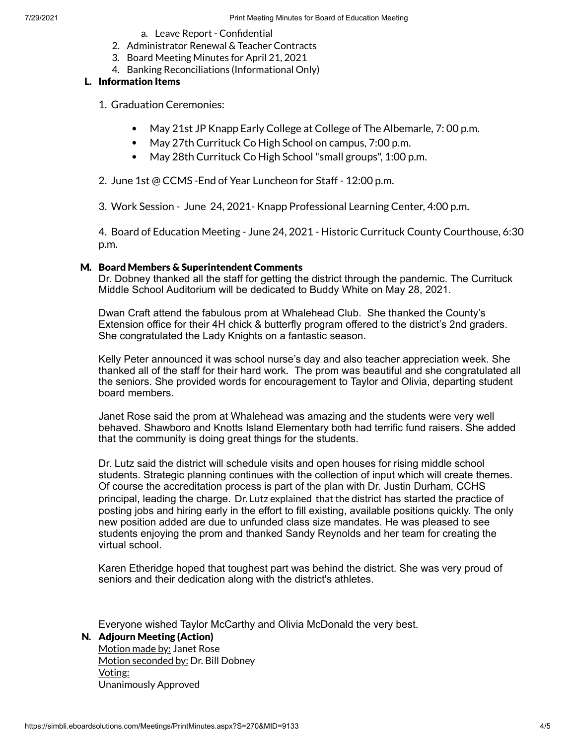a. Leave Report - Confidential
2. Administrator Renewal & Teacher Contracts
3. Board Meeting Minutes for April 21, 2021
4. Banking Reconciliations (Informational Only)

### L. Information Items

1. Graduation Ceremonies:

- May 21st JP Knapp Early College at College of The Albemarle, 7: 00 p.m.
- May 27th Currituck Co High School on campus, 7:00 p.m.
- May 28th Currituck Co High School "small groups", 1:00 p.m.

2. June 1st @ CCMS -End of Year Luncheon for Staff - 12:00 p.m.

3. Work Session - June 24, 2021- Knapp Professional Learning Center, 4:00 p.m.

4. Board of Education Meeting - June 24, 2021 - Historic Currituck County Courthouse, 6:30 p.m.

### M. Board Members & Superintendent Comments

Dr. Dobney thanked all the staff for getting the district through the pandemic. The Currituck Middle School Auditorium will be dedicated to Buddy White on May 28, 2021.

Dwan Craft attend the fabulous prom at Whalehead Club. She thanked the County's Extension office for their 4H chick & butterfly program offered to the district's 2nd graders. She congratulated the Lady Knights on a fantastic season.

Kelly Peter announced it was school nurse's day and also teacher appreciation week. She thanked all of the staff for their hard work. The prom was beautiful and she congratulated all the seniors. She provided words for encouragement to Taylor and Olivia, departing student board members.

Janet Rose said the prom at Whalehead was amazing and the students were very well behaved. Shawboro and Knotts Island Elementary both had terrific fund raisers. She added that the community is doing great things for the students.

Dr. Lutz said the district will schedule visits and open houses for rising middle school students. Strategic planning continues with the collection of input which will create themes. Of course the accreditation process is part of the plan with Dr. Justin Durham, CCHS principal, leading the charge. Dr. Lutz explained that the district has started the practice of posting jobs and hiring early in the effort to fill existing, available positions quickly. The only new position added are due to unfunded class size mandates. He was pleased to see students enjoying the prom and thanked Sandy Reynolds and her team for creating the virtual school.

Karen Etheridge hoped that toughest part was behind the district. She was very proud of seniors and their dedication along with the district's athletes.

Everyone wished Taylor McCarthy and Olivia McDonald the very best.

### N. Adjourn Meeting (Action)

Motion made by: Janet Rose
Motion seconded by: Dr. Bill Dobney
Voting:
Unanimously Approved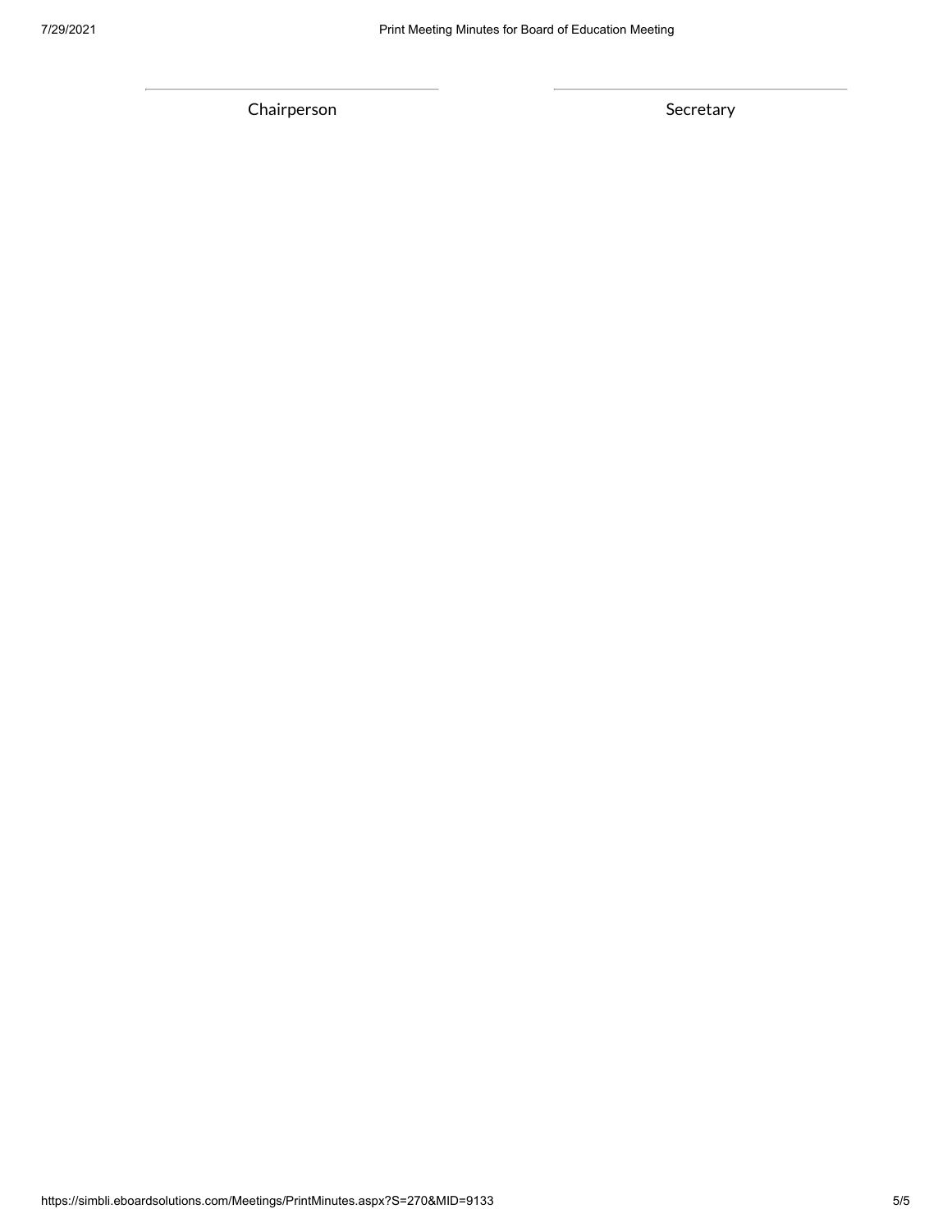______________________________ Chairperson

______________________________ Secretary